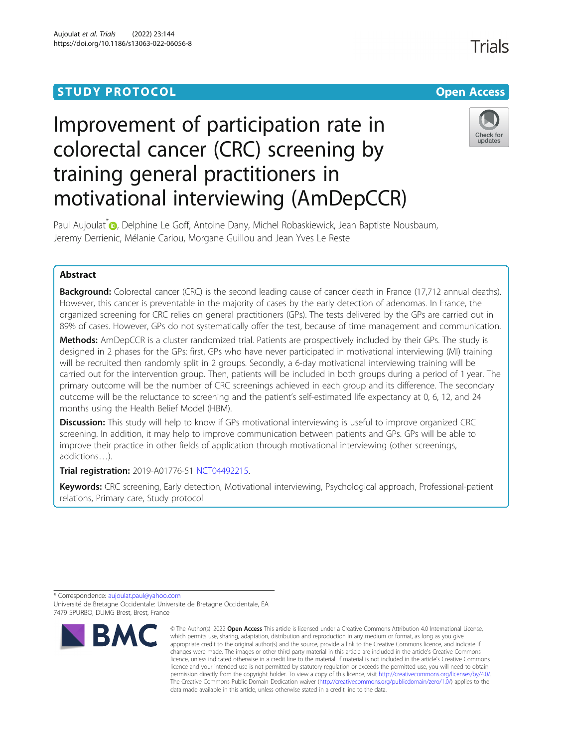STUDY PROTOCOL

Open Access

# Improvement of participation rate in colorectal cancer (CRC) screening by training general practitioners in motivational interviewing (AmDepCCR)

Paul Aujoulat[*], Delphine Le Goff, Antoine Dany, Michel Robaskiewick, Jean Baptiste Nousbaum, Jeremy Derrienic, Mélanie Cariou, Morgane Guillou and Jean Yves Le Reste

## Abstract

**Background:** Colorectal cancer (CRC) is the second leading cause of cancer death in France (17,712 annual deaths). However, this cancer is preventable in the majority of cases by the early detection of adenomas. In France, the organized screening for CRC relies on general practitioners (GPs). The tests delivered by the GPs are carried out in 89% of cases. However, GPs do not systematically offer the test, because of time management and communication.

**Methods:** AmDepCCR is a cluster randomized trial. Patients are prospectively included by their GPs. The study is designed in 2 phases for the GPs: first, GPs who have never participated in motivational interviewing (MI) training will be recruited then randomly split in 2 groups. Secondly, a 6-day motivational interviewing training will be carried out for the intervention group. Then, patients will be included in both groups during a period of 1 year. The primary outcome will be the number of CRC screenings achieved in each group and its difference. The secondary outcome will be the reluctance to screening and the patient's self-estimated life expectancy at 0, 6, 12, and 24 months using the Health Belief Model (HBM).

**Discussion:** This study will help to know if GPs motivational interviewing is useful to improve organized CRC screening. In addition, it may help to improve communication between patients and GPs. GPs will be able to improve their practice in other fields of application through motivational interviewing (other screenings, addictions…).

**Trial registration:** 2019-A01776-51 NCT04492215.

**Keywords:** CRC screening, Early detection, Motivational interviewing, Psychological approach, Professional-patient relations, Primary care, Study protocol

\* Correspondence: aujoulat.paul@yahoo.com
Université de Bretagne Occidentale: Universite de Bretagne Occidentale, EA 7479 SPURBO, DUMG Brest, Brest, France

© The Author(s). 2022 **Open Access** This article is licensed under a Creative Commons Attribution 4.0 International License, which permits use, sharing, adaptation, distribution and reproduction in any medium or format, as long as you give appropriate credit to the original author(s) and the source, provide a link to the Creative Commons licence, and indicate if changes were made. The images or other third party material in this article are included in the article's Creative Commons licence, unless indicated otherwise in a credit line to the material. If material is not included in the article's Creative Commons licence and your intended use is not permitted by statutory regulation or exceeds the permitted use, you will need to obtain permission directly from the copyright holder. To view a copy of this licence, visit http://creativecommons.org/licenses/by/4.0/. The Creative Commons Public Domain Dedication waiver (http://creativecommons.org/publicdomain/zero/1.0/) applies to the data made available in this article, unless otherwise stated in a credit line to the data.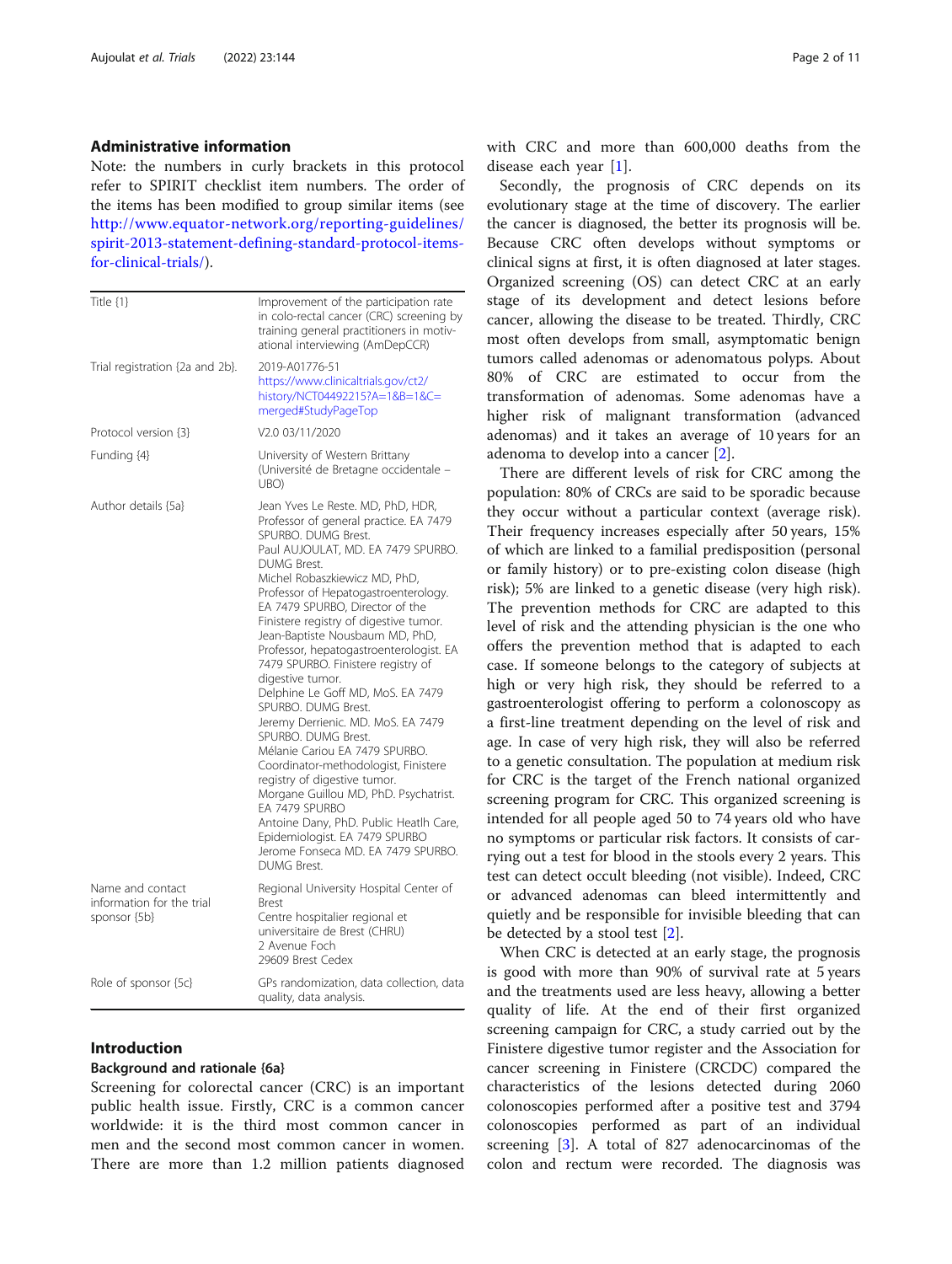## Administrative information

Note: the numbers in curly brackets in this protocol refer to SPIRIT checklist item numbers. The order of the items has been modified to group similar items (see http://www.equator-network.org/reporting-guidelines/spirit-2013-statement-defining-standard-protocol-items-for-clinical-trials/).

| | |
|---|---|
| Title {1} | Improvement of the participation rate in colo-rectal cancer (CRC) screening by training general practitioners in motivational interviewing (AmDepCCR) |
| Trial registration {2a and 2b}. | 2019-A01776-51 https://www.clinicaltrials.gov/ct2/history/NCT04492215?A=1&B=1&C=merged#StudyPageTop |
| Protocol version {3} | V2.0 03/11/2020 |
| Funding {4} | University of Western Brittany (Université de Bretagne occidentale – UBO) |
| Author details {5a} | Jean Yves Le Reste. MD, PhD, HDR, Professor of general practice. EA 7479 SPURBO. DUMG Brest. Paul AUJOULAT, MD. EA 7479 SPURBO. DUMG Brest. Michel Robaszkiewicz MD, PhD, Professor of Hepatogastroenterology. EA 7479 SPURBO, Director of the Finistere registry of digestive tumor. Jean-Baptiste Nousbaum MD, PhD, Professor, hepatogastroenterologist. EA 7479 SPURBO. Finistere registry of digestive tumor. Delphine Le Goff MD, MoS. EA 7479 SPURBO. DUMG Brest. Jeremy Derrienic. MD. MoS. EA 7479 SPURBO. DUMG Brest. Mélanie Cariou EA 7479 SPURBO. Coordinator-methodologist, Finistere registry of digestive tumor. Morgane Guillou MD, PhD. Psychatrist. EA 7479 SPURBO Antoine Dany, PhD. Public Heatlh Care, Epidemiologist. EA 7479 SPURBO Jerome Fonseca MD. EA 7479 SPURBO. DUMG Brest. |
| Name and contact information for the trial sponsor {5b} | Regional University Hospital Center of Brest Centre hospitalier regional et universitaire de Brest (CHRU) 2 Avenue Foch 29609 Brest Cedex |
| Role of sponsor {5c} | GPs randomization, data collection, data quality, data analysis. |

## Introduction

### Background and rationale {6a}

Screening for colorectal cancer (CRC) is an important public health issue. Firstly, CRC is a common cancer worldwide: it is the third most common cancer in men and the second most common cancer in women. There are more than 1.2 million patients diagnosed with CRC and more than 600,000 deaths from the disease each year [1].

Secondly, the prognosis of CRC depends on its evolutionary stage at the time of discovery. The earlier the cancer is diagnosed, the better its prognosis will be. Because CRC often develops without symptoms or clinical signs at first, it is often diagnosed at later stages. Organized screening (OS) can detect CRC at an early stage of its development and detect lesions before cancer, allowing the disease to be treated. Thirdly, CRC most often develops from small, asymptomatic benign tumors called adenomas or adenomatous polyps. About 80% of CRC are estimated to occur from the transformation of adenomas. Some adenomas have a higher risk of malignant transformation (advanced adenomas) and it takes an average of 10 years for an adenoma to develop into a cancer [2].

There are different levels of risk for CRC among the population: 80% of CRCs are said to be sporadic because they occur without a particular context (average risk). Their frequency increases especially after 50 years, 15% of which are linked to a familial predisposition (personal or family history) or to pre-existing colon disease (high risk); 5% are linked to a genetic disease (very high risk). The prevention methods for CRC are adapted to this level of risk and the attending physician is the one who offers the prevention method that is adapted to each case. If someone belongs to the category of subjects at high or very high risk, they should be referred to a gastroenterologist offering to perform a colonoscopy as a first-line treatment depending on the level of risk and age. In case of very high risk, they will also be referred to a genetic consultation. The population at medium risk for CRC is the target of the French national organized screening program for CRC. This organized screening is intended for all people aged 50 to 74 years old who have no symptoms or particular risk factors. It consists of carrying out a test for blood in the stools every 2 years. This test can detect occult bleeding (not visible). Indeed, CRC or advanced adenomas can bleed intermittently and quietly and be responsible for invisible bleeding that can be detected by a stool test [2].

When CRC is detected at an early stage, the prognosis is good with more than 90% of survival rate at 5 years and the treatments used are less heavy, allowing a better quality of life. At the end of their first organized screening campaign for CRC, a study carried out by the Finistere digestive tumor register and the Association for cancer screening in Finistere (CRCDC) compared the characteristics of the lesions detected during 2060 colonoscopies performed after a positive test and 3794 colonoscopies performed as part of an individual screening [3]. A total of 827 adenocarcinomas of the colon and rectum were recorded. The diagnosis was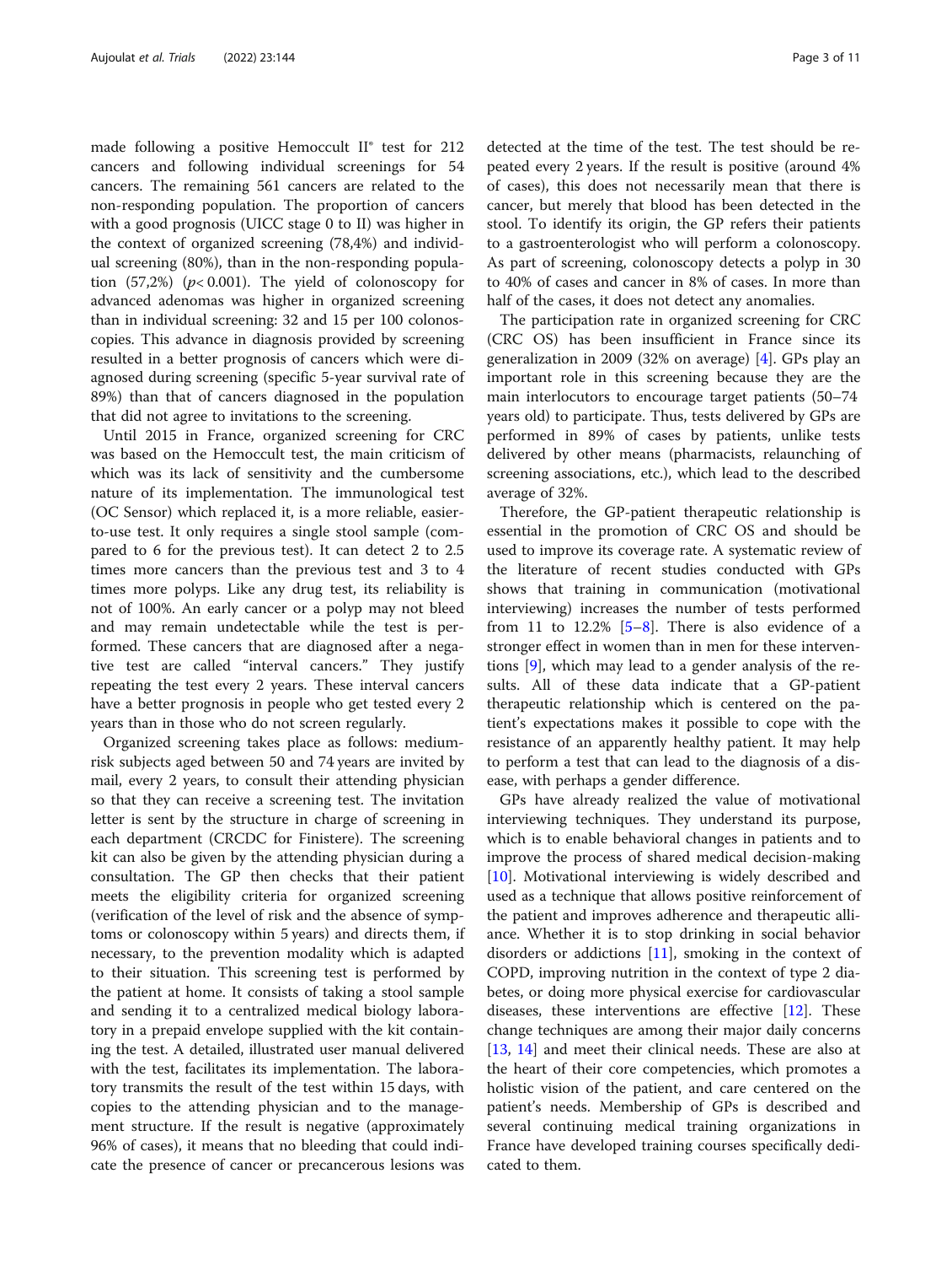made following a positive Hemoccult II® test for 212 cancers and following individual screenings for 54 cancers. The remaining 561 cancers are related to the non-responding population. The proportion of cancers with a good prognosis (UICC stage 0 to II) was higher in the context of organized screening (78,4%) and individual screening (80%), than in the non-responding population (57,2%) ($p< 0.001$). The yield of colonoscopy for advanced adenomas was higher in organized screening than in individual screening: 32 and 15 per 100 colonoscopies. This advance in diagnosis provided by screening resulted in a better prognosis of cancers which were diagnosed during screening (specific 5-year survival rate of 89%) than that of cancers diagnosed in the population that did not agree to invitations to the screening.

Until 2015 in France, organized screening for CRC was based on the Hemoccult test, the main criticism of which was its lack of sensitivity and the cumbersome nature of its implementation. The immunological test (OC Sensor) which replaced it, is a more reliable, easier-to-use test. It only requires a single stool sample (compared to 6 for the previous test). It can detect 2 to 2.5 times more cancers than the previous test and 3 to 4 times more polyps. Like any drug test, its reliability is not of 100%. An early cancer or a polyp may not bleed and may remain undetectable while the test is performed. These cancers that are diagnosed after a negative test are called "interval cancers." They justify repeating the test every 2 years. These interval cancers have a better prognosis in people who get tested every 2 years than in those who do not screen regularly.

Organized screening takes place as follows: medium-risk subjects aged between 50 and 74 years are invited by mail, every 2 years, to consult their attending physician so that they can receive a screening test. The invitation letter is sent by the structure in charge of screening in each department (CRCDC for Finistere). The screening kit can also be given by the attending physician during a consultation. The GP then checks that their patient meets the eligibility criteria for organized screening (verification of the level of risk and the absence of symptoms or colonoscopy within 5 years) and directs them, if necessary, to the prevention modality which is adapted to their situation. This screening test is performed by the patient at home. It consists of taking a stool sample and sending it to a centralized medical biology laboratory in a prepaid envelope supplied with the kit containing the test. A detailed, illustrated user manual delivered with the test, facilitates its implementation. The laboratory transmits the result of the test within 15 days, with copies to the attending physician and to the management structure. If the result is negative (approximately 96% of cases), it means that no bleeding that could indicate the presence of cancer or precancerous lesions was detected at the time of the test. The test should be repeated every 2 years. If the result is positive (around 4% of cases), this does not necessarily mean that there is cancer, but merely that blood has been detected in the stool. To identify its origin, the GP refers their patients to a gastroenterologist who will perform a colonoscopy. As part of screening, colonoscopy detects a polyp in 30 to 40% of cases and cancer in 8% of cases. In more than half of the cases, it does not detect any anomalies.

The participation rate in organized screening for CRC (CRC OS) has been insufficient in France since its generalization in 2009 (32% on average) [4]. GPs play an important role in this screening because they are the main interlocutors to encourage target patients (50–74 years old) to participate. Thus, tests delivered by GPs are performed in 89% of cases by patients, unlike tests delivered by other means (pharmacists, relaunching of screening associations, etc.), which lead to the described average of 32%.

Therefore, the GP-patient therapeutic relationship is essential in the promotion of CRC OS and should be used to improve its coverage rate. A systematic review of the literature of recent studies conducted with GPs shows that training in communication (motivational interviewing) increases the number of tests performed from 11 to 12.2% [5–8]. There is also evidence of a stronger effect in women than in men for these interventions [9], which may lead to a gender analysis of the results. All of these data indicate that a GP-patient therapeutic relationship which is centered on the patient's expectations makes it possible to cope with the resistance of an apparently healthy patient. It may help to perform a test that can lead to the diagnosis of a disease, with perhaps a gender difference.

GPs have already realized the value of motivational interviewing techniques. They understand its purpose, which is to enable behavioral changes in patients and to improve the process of shared medical decision-making [10]. Motivational interviewing is widely described and used as a technique that allows positive reinforcement of the patient and improves adherence and therapeutic alliance. Whether it is to stop drinking in social behavior disorders or addictions [11], smoking in the context of COPD, improving nutrition in the context of type 2 diabetes, or doing more physical exercise for cardiovascular diseases, these interventions are effective [12]. These change techniques are among their major daily concerns [13, 14] and meet their clinical needs. These are also at the heart of their core competencies, which promotes a holistic vision of the patient, and care centered on the patient's needs. Membership of GPs is described and several continuing medical training organizations in France have developed training courses specifically dedicated to them.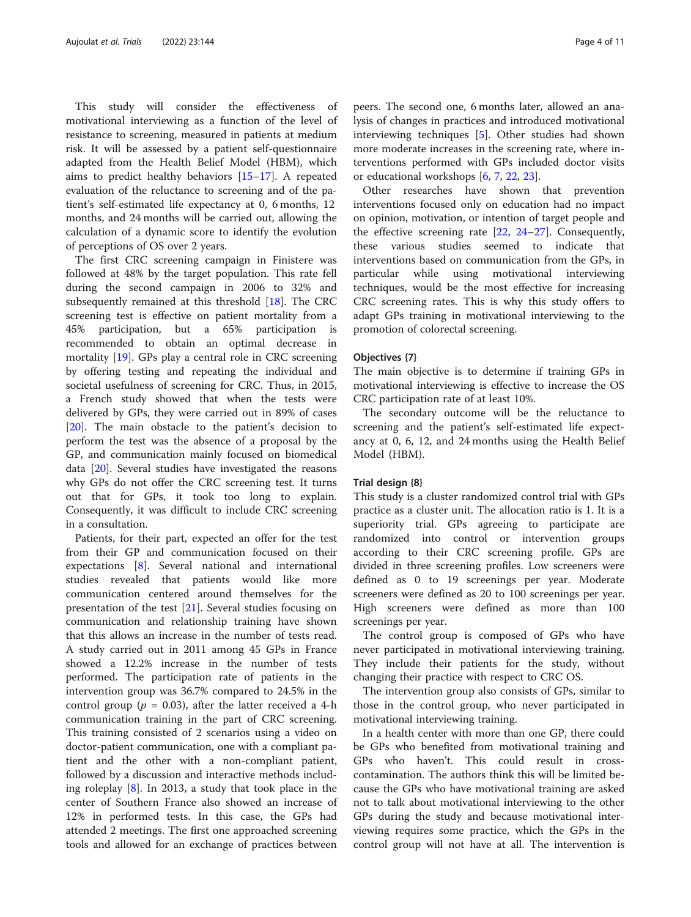This study will consider the effectiveness of motivational interviewing as a function of the level of resistance to screening, measured in patients at medium risk. It will be assessed by a patient self-questionnaire adapted from the Health Belief Model (HBM), which aims to predict healthy behaviors [15–17]. A repeated evaluation of the reluctance to screening and of the patient's self-estimated life expectancy at 0, 6 months, 12 months, and 24 months will be carried out, allowing the calculation of a dynamic score to identify the evolution of perceptions of OS over 2 years.

The first CRC screening campaign in Finistere was followed at 48% by the target population. This rate fell during the second campaign in 2006 to 32% and subsequently remained at this threshold [18]. The CRC screening test is effective on patient mortality from a 45% participation, but a 65% participation is recommended to obtain an optimal decrease in mortality [19]. GPs play a central role in CRC screening by offering testing and repeating the individual and societal usefulness of screening for CRC. Thus, in 2015, a French study showed that when the tests were delivered by GPs, they were carried out in 89% of cases [20]. The main obstacle to the patient's decision to perform the test was the absence of a proposal by the GP, and communication mainly focused on biomedical data [20]. Several studies have investigated the reasons why GPs do not offer the CRC screening test. It turns out that for GPs, it took too long to explain. Consequently, it was difficult to include CRC screening in a consultation.

Patients, for their part, expected an offer for the test from their GP and communication focused on their expectations [8]. Several national and international studies revealed that patients would like more communication centered around themselves for the presentation of the test [21]. Several studies focusing on communication and relationship training have shown that this allows an increase in the number of tests read. A study carried out in 2011 among 45 GPs in France showed a 12.2% increase in the number of tests performed. The participation rate of patients in the intervention group was 36.7% compared to 24.5% in the control group ($p = 0.03$), after the latter received a 4-h communication training in the part of CRC screening. This training consisted of 2 scenarios using a video on doctor-patient communication, one with a compliant patient and the other with a non-compliant patient, followed by a discussion and interactive methods including roleplay [8]. In 2013, a study that took place in the center of Southern France also showed an increase of 12% in performed tests. In this case, the GPs had attended 2 meetings. The first one approached screening tools and allowed for an exchange of practices between peers. The second one, 6 months later, allowed an analysis of changes in practices and introduced motivational interviewing techniques [5]. Other studies had shown more moderate increases in the screening rate, where interventions performed with GPs included doctor visits or educational workshops [6, 7, 22, 23].

Other researches have shown that prevention interventions focused only on education had no impact on opinion, motivation, or intention of target people and the effective screening rate [22, 24–27]. Consequently, these various studies seemed to indicate that interventions based on communication from the GPs, in particular while using motivational interviewing techniques, would be the most effective for increasing CRC screening rates. This is why this study offers to adapt GPs training in motivational interviewing to the promotion of colorectal screening.

#### Objectives {7}

The main objective is to determine if training GPs in motivational interviewing is effective to increase the OS CRC participation rate of at least 10%.

The secondary outcome will be the reluctance to screening and the patient's self-estimated life expectancy at 0, 6, 12, and 24 months using the Health Belief Model (HBM).

#### Trial design {8}

This study is a cluster randomized control trial with GPs practice as a cluster unit. The allocation ratio is 1. It is a superiority trial. GPs agreeing to participate are randomized into control or intervention groups according to their CRC screening profile. GPs are divided in three screening profiles. Low screeners were defined as 0 to 19 screenings per year. Moderate screeners were defined as 20 to 100 screenings per year. High screeners were defined as more than 100 screenings per year.

The control group is composed of GPs who have never participated in motivational interviewing training. They include their patients for the study, without changing their practice with respect to CRC OS.

The intervention group also consists of GPs, similar to those in the control group, who never participated in motivational interviewing training.

In a health center with more than one GP, there could be GPs who benefited from motivational training and GPs who haven't. This could result in cross-contamination. The authors think this will be limited because the GPs who have motivational training are asked not to talk about motivational interviewing to the other GPs during the study and because motivational interviewing requires some practice, which the GPs in the control group will not have at all. The intervention is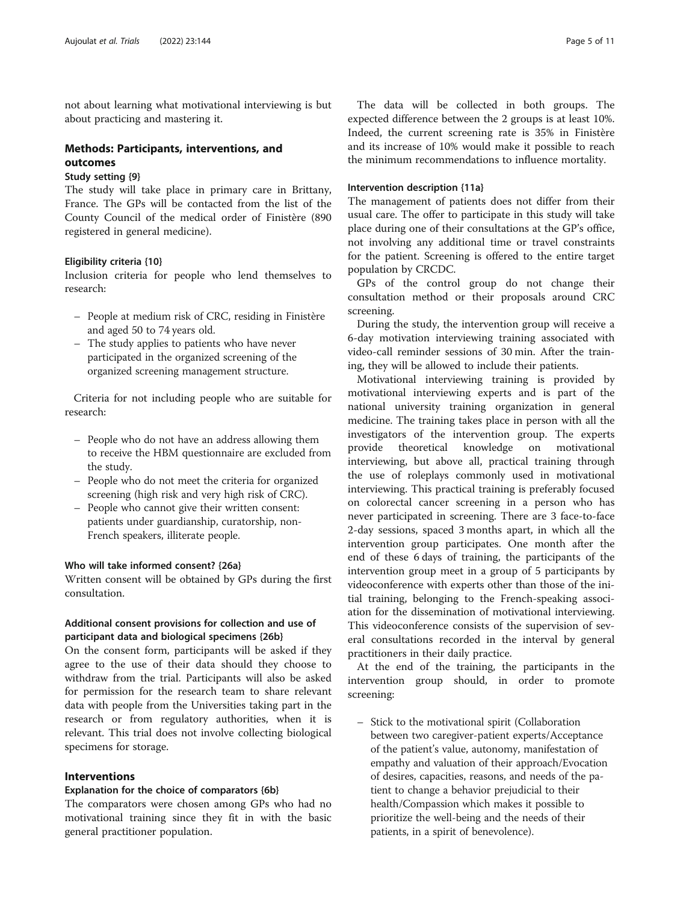not about learning what motivational interviewing is but about practicing and mastering it.

## Methods: Participants, interventions, and outcomes

### Study setting {9}

The study will take place in primary care in Brittany, France. The GPs will be contacted from the list of the County Council of the medical order of Finistère (890 registered in general medicine).

### Eligibility criteria {10}

Inclusion criteria for people who lend themselves to research:

- People at medium risk of CRC, residing in Finistère and aged 50 to 74 years old.
- The study applies to patients who have never participated in the organized screening of the organized screening management structure.

Criteria for not including people who are suitable for research:

- People who do not have an address allowing them to receive the HBM questionnaire are excluded from the study.
- People who do not meet the criteria for organized screening (high risk and very high risk of CRC).
- People who cannot give their written consent: patients under guardianship, curatorship, non-French speakers, illiterate people.

### Who will take informed consent? {26a}

Written consent will be obtained by GPs during the first consultation.

### Additional consent provisions for collection and use of participant data and biological specimens {26b}

On the consent form, participants will be asked if they agree to the use of their data should they choose to withdraw from the trial. Participants will also be asked for permission for the research team to share relevant data with people from the Universities taking part in the research or from regulatory authorities, when it is relevant. This trial does not involve collecting biological specimens for storage.

## Interventions

### Explanation for the choice of comparators {6b}

The comparators were chosen among GPs who had no motivational training since they fit in with the basic general practitioner population.

The data will be collected in both groups. The expected difference between the 2 groups is at least 10%. Indeed, the current screening rate is 35% in Finistère and its increase of 10% would make it possible to reach the minimum recommendations to influence mortality.

### Intervention description {11a}

The management of patients does not differ from their usual care. The offer to participate in this study will take place during one of their consultations at the GP's office, not involving any additional time or travel constraints for the patient. Screening is offered to the entire target population by CRCDC.

GPs of the control group do not change their consultation method or their proposals around CRC screening.

During the study, the intervention group will receive a 6-day motivation interviewing training associated with video-call reminder sessions of 30 min. After the training, they will be allowed to include their patients.

Motivational interviewing training is provided by motivational interviewing experts and is part of the national university training organization in general medicine. The training takes place in person with all the investigators of the intervention group. The experts provide theoretical knowledge on motivational interviewing, but above all, practical training through the use of roleplays commonly used in motivational interviewing. This practical training is preferably focused on colorectal cancer screening in a person who has never participated in screening. There are 3 face-to-face 2-day sessions, spaced 3 months apart, in which all the intervention group participates. One month after the end of these 6 days of training, the participants of the intervention group meet in a group of 5 participants by videoconference with experts other than those of the initial training, belonging to the French-speaking association for the dissemination of motivational interviewing. This videoconference consists of the supervision of several consultations recorded in the interval by general practitioners in their daily practice.

At the end of the training, the participants in the intervention group should, in order to promote screening:

- Stick to the motivational spirit (Collaboration between two caregiver-patient experts/Acceptance of the patient's value, autonomy, manifestation of empathy and valuation of their approach/Evocation of desires, capacities, reasons, and needs of the patient to change a behavior prejudicial to their health/Compassion which makes it possible to prioritize the well-being and the needs of their patients, in a spirit of benevolence).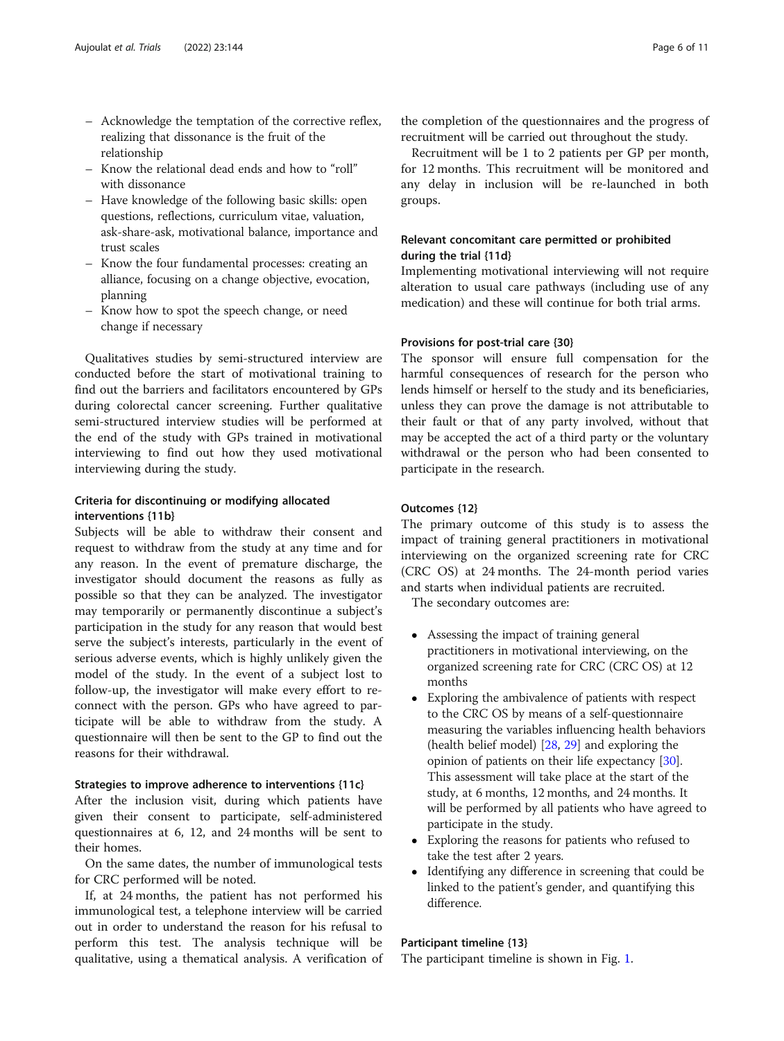- Acknowledge the temptation of the corrective reflex, realizing dissonance is the fruit of the relationship
- Know the relational dead ends and how to "roll" with dissonance
- Have knowledge of the following basic skills: open questions, reflections, curriculum vitae, valuation, ask-share-ask, motivational balance, importance and trust scales
- Know the four fundamental processes: creating an alliance, focusing on a change objective, evocation, planning
- Know how to spot the speech change, or need change if necessary

Qualitatives studies by semi-structured interview are conducted before the start of motivational training to find out the barriers and facilitators encountered by GPs during colorectal cancer screening. Further qualitative semi-structured interview studies will be performed at the end of the study with GPs trained in motivational interviewing to find out how they used motivational interviewing during the study.

### Criteria for discontinuing or modifying allocated interventions {11b}

Subjects will be able to withdraw their consent and request to withdraw from the study at any time and for any reason. In the event of premature discharge, the investigator should document the reasons as fully as possible so that they can be analyzed. The investigator may temporarily or permanently discontinue a subject's participation in the study for any reason that would best serve the subject's interests, particularly in the event of serious adverse events, which is highly unlikely given the model of the study. In the event of a subject lost to follow-up, the investigator will make every effort to reconnect with the person. GPs who have agreed to participate will be able to withdraw from the study. A questionnaire will then be sent to the GP to find out the reasons for their withdrawal.

### Strategies to improve adherence to interventions {11c}

After the inclusion visit, during which patients have given their consent to participate, self-administered questionnaires at 6, 12, and 24 months will be sent to their homes.

On the same dates, the number of immunological tests for CRC performed will be noted.

If, at 24 months, the patient has not performed his immunological test, a telephone interview will be carried out in order to understand the reason for his refusal to perform this test. The analysis technique will be qualitative, using a thematical analysis. A verification of the completion of the questionnaires and the progress of recruitment will be carried out throughout the study.

Recruitment will be 1 to 2 patients per GP per month, for 12 months. This recruitment will be monitored and any delay in inclusion will be re-launched in both groups.

### Relevant concomitant care permitted or prohibited during the trial {11d}

Implementing motivational interviewing will not require alteration to usual care pathways (including use of any medication) and these will continue for both trial arms.

### Provisions for post-trial care {30}

The sponsor will ensure full compensation for the harmful consequences of research for the person who lends himself or herself to the study and its beneficiaries, unless they can prove the damage is not attributable to their fault or that of any party involved, without that may be accepted the act of a third party or the voluntary withdrawal or the person who had been consented to participate in the research.

### Outcomes {12}

The primary outcome of this study is to assess the impact of training general practitioners in motivational interviewing on the organized screening rate for CRC (CRC OS) at 24 months. The 24-month period varies and starts when individual patients are recruited.

The secondary outcomes are:

- Assessing the impact of training general practitioners in motivational interviewing, on the organized screening rate for CRC (CRC OS) at 12 months
- Exploring the ambivalence of patients with respect to the CRC OS by means of a self-questionnaire measuring the variables influencing health behaviors (health belief model) [28, 29] and exploring the opinion of patients on their life expectancy [30]. This assessment will take place at the start of the study, at 6 months, 12 months, and 24 months. It will be performed by all patients who have agreed to participate in the study.
- Exploring the reasons for patients who refused to take the test after 2 years.
- Identifying any difference in screening that could be linked to the patient's gender, and quantifying this difference.

### Participant timeline {13}

The participant timeline is shown in Fig. 1.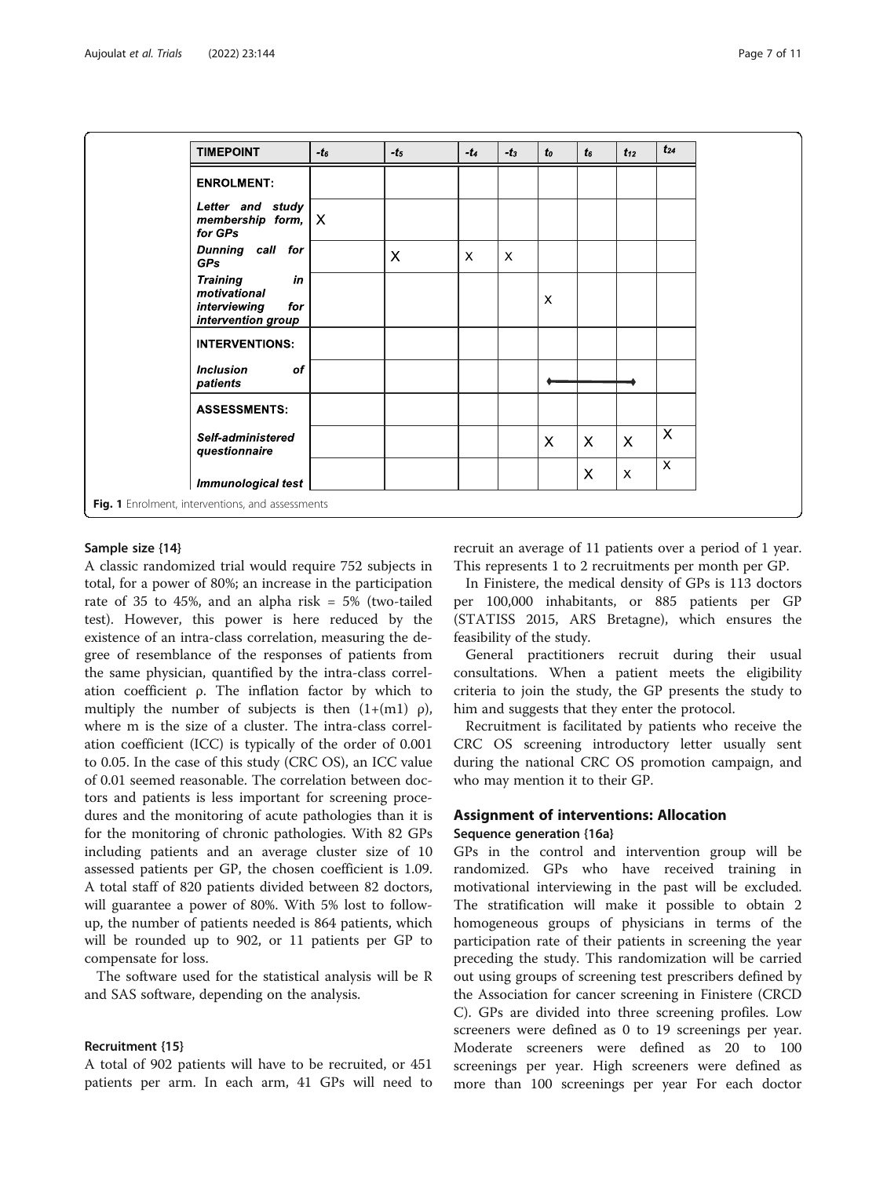| TIMEPOINT | $-t_6$ | $-t_5$ | $-t_4$ | $-t_3$ | $t_0$ | $t_6$ | $t_{12}$ | $t_{24}$ |
|---|---|---|---|---|---|---|---|---|
| **ENROLMENT:** | | | | | | | | |
| ***Letter and study membership form, for GPs*** | X | | | | | | | |
| ***Dunning call for GPs*** | | X | X | X | | | | |
| ***Training in motivational interviewing for intervention group*** | | | | | X | | | |
| **INTERVENTIONS:** | | | | | | | | |
| ***Inclusion of patients*** | | | | | ◆——— | ——— | ———◆ | |
| **ASSESSMENTS:** | | | | | | | | |
| ***Self-administered questionnaire*** | | | | | X | X | X | X |
| ***Immunological test*** | | | | | | X | X | X |

**Fig. 1** Enrolment, interventions, and assessments

#### Sample size {14}

A classic randomized trial would require 752 subjects in total, for a power of 80%; an increase in the participation rate of 35 to 45%, and an alpha risk = 5% (two-tailed test). However, this power is here reduced by the existence of an intra-class correlation, measuring the degree of resemblance of the responses of patients from the same physician, quantified by the intra-class correlation coefficient ρ. The inflation factor by which to multiply the number of subjects is then (1+(m1) ρ), where m is the size of a cluster. The intra-class correlation coefficient (ICC) is typically of the order of 0.001 to 0.05. In the case of this study (CRC OS), an ICC value of 0.01 seemed reasonable. The correlation between doctors and patients is less important for screening procedures and the monitoring of acute pathologies than it is for the monitoring of chronic pathologies. With 82 GPs including patients and an average cluster size of 10 assessed patients per GP, the chosen coefficient is 1.09. A total staff of 820 patients divided between 82 doctors, will guarantee a power of 80%. With 5% lost to follow-up, the number of patients needed is 864 patients, which will be rounded up to 902, or 11 patients per GP to compensate for loss.

The software used for the statistical analysis will be R and SAS software, depending on the analysis.

#### Recruitment {15}

A total of 902 patients will have to be recruited, or 451 patients per arm. In each arm, 41 GPs will need to recruit an average of 11 patients over a period of 1 year. This represents 1 to 2 recruitments per month per GP.

In Finistere, the medical density of GPs is 113 doctors per 100,000 inhabitants, or 885 patients per GP (STATISS 2015, ARS Bretagne), which ensures the feasibility of the study.

General practitioners recruit during their usual consultations. When a patient meets the eligibility criteria to join the study, the GP presents the study to him and suggests that they enter the protocol.

Recruitment is facilitated by patients who receive the CRC OS screening introductory letter usually sent during the national CRC OS promotion campaign, and who may mention it to their GP.

### Assignment of interventions: Allocation

#### Sequence generation {16a}

GPs in the control and intervention group will be randomized. GPs who have received training in motivational interviewing in the past will be excluded. The stratification will make it possible to obtain 2 homogeneous groups of physicians in terms of the participation rate of their patients in screening the year preceding the study. This randomization will be carried out using groups of screening test prescribers defined by the Association for cancer screening in Finistere (CRCD C). GPs are divided into three screening profiles. Low screeners were defined as 0 to 19 screenings per year. Moderate screeners were defined as 20 to 100 screenings per year. High screeners were defined as more than 100 screenings per year For each doctor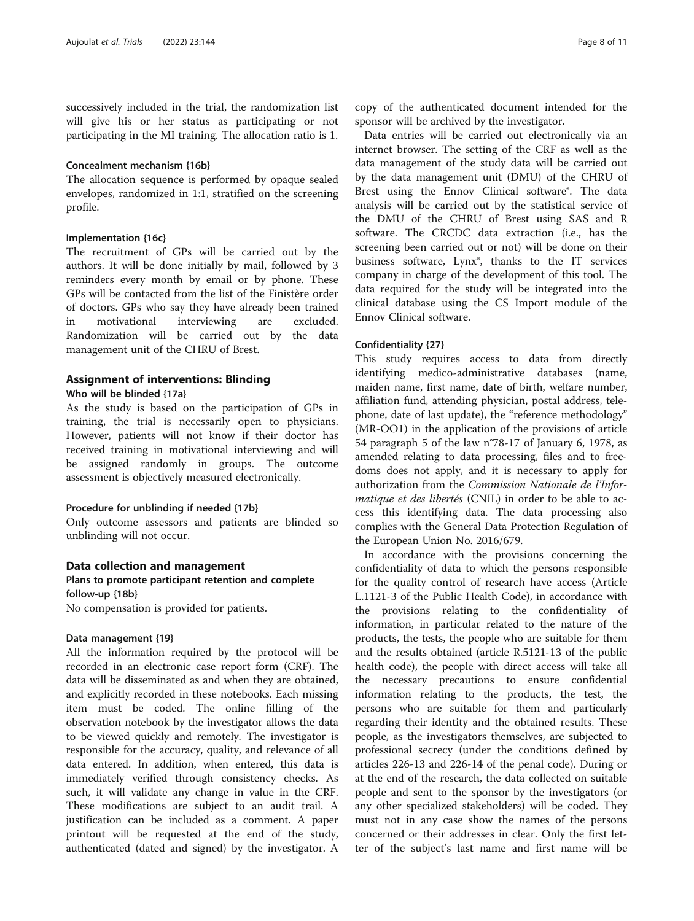successively included in the trial, the randomization list will give his or her status as participating or not participating in the MI training. The allocation ratio is 1.

#### Concealment mechanism {16b}

The allocation sequence is performed by opaque sealed envelopes, randomized in 1:1, stratified on the screening profile.

#### Implementation {16c}

The recruitment of GPs will be carried out by the authors. It will be done initially by mail, followed by 3 reminders every month by email or by phone. These GPs will be contacted from the list of the Finistère order of doctors. GPs who say they have already been trained in motivational interviewing are excluded. Randomization will be carried out by the data management unit of the CHRU of Brest.

## Assignment of interventions: Blinding

### Who will be blinded {17a}

As the study is based on the participation of GPs in training, the trial is necessarily open to physicians. However, patients will not know if their doctor has received training in motivational interviewing and will be assigned randomly in groups. The outcome assessment is objectively measured electronically.

#### Procedure for unblinding if needed {17b}

Only outcome assessors and patients are blinded so unblinding will not occur.

## Data collection and management

### Plans to promote participant retention and complete follow-up {18b}

No compensation is provided for patients.

#### Data management {19}

All the information required by the protocol will be recorded in an electronic case report form (CRF). The data will be disseminated as and when they are obtained, and explicitly recorded in these notebooks. Each missing item must be coded. The online filling of the observation notebook by the investigator allows the data to be viewed quickly and remotely. The investigator is responsible for the accuracy, quality, and relevance of all data entered. In addition, when entered, this data is immediately verified through consistency checks. As such, it will validate any change in value in the CRF. These modifications are subject to an audit trail. A justification can be included as a comment. A paper printout will be requested at the end of the study, authenticated (dated and signed) by the investigator. A copy of the authenticated document intended for the sponsor will be archived by the investigator.

Data entries will be carried out electronically via an internet browser. The setting of the CRF as well as the data management of the study data will be carried out by the data management unit (DMU) of the CHRU of Brest using the Ennov Clinical software®. The data analysis will be carried out by the statistical service of the DMU of the CHRU of Brest using SAS and R software. The CRCDC data extraction (i.e., has the screening been carried out or not) will be done on their business software, Lynx®, thanks to the IT services company in charge of the development of this tool. The data required for the study will be integrated into the clinical database using the CS Import module of the Ennov Clinical software.

#### Confidentiality {27}

This study requires access to data from directly identifying medico-administrative databases (name, maiden name, first name, date of birth, welfare number, affiliation fund, attending physician, postal address, telephone, date of last update), the "reference methodology" (MR-OO1) in the application of the provisions of article 54 paragraph 5 of the law n°78-17 of January 6, 1978, as amended relating to data processing, files and to freedoms does not apply, and it is necessary to apply for authorization from the *Commission Nationale de l'Informatique et des libertés* (CNIL) in order to be able to access this identifying data. The data processing also complies with the General Data Protection Regulation of the European Union No. 2016/679.

In accordance with the provisions concerning the confidentiality of data to which the persons responsible for the quality control of research have access (Article L.1121-3 of the Public Health Code), in accordance with the provisions relating to the confidentiality of information, in particular related to the nature of the products, the tests, the people who are suitable for them and the results obtained (article R.5121-13 of the public health code), the people with direct access will take all the necessary precautions to ensure confidential information relating to the products, the test, the persons who are suitable for them and particularly regarding their identity and the obtained results. These people, as the investigators themselves, are subjected to professional secrecy (under the conditions defined by articles 226-13 and 226-14 of the penal code). During or at the end of the research, the data collected on suitable people and sent to the sponsor by the investigators (or any other specialized stakeholders) will be coded. They must not in any case show the names of the persons concerned or their addresses in clear. Only the first letter of the subject's last name and first name will be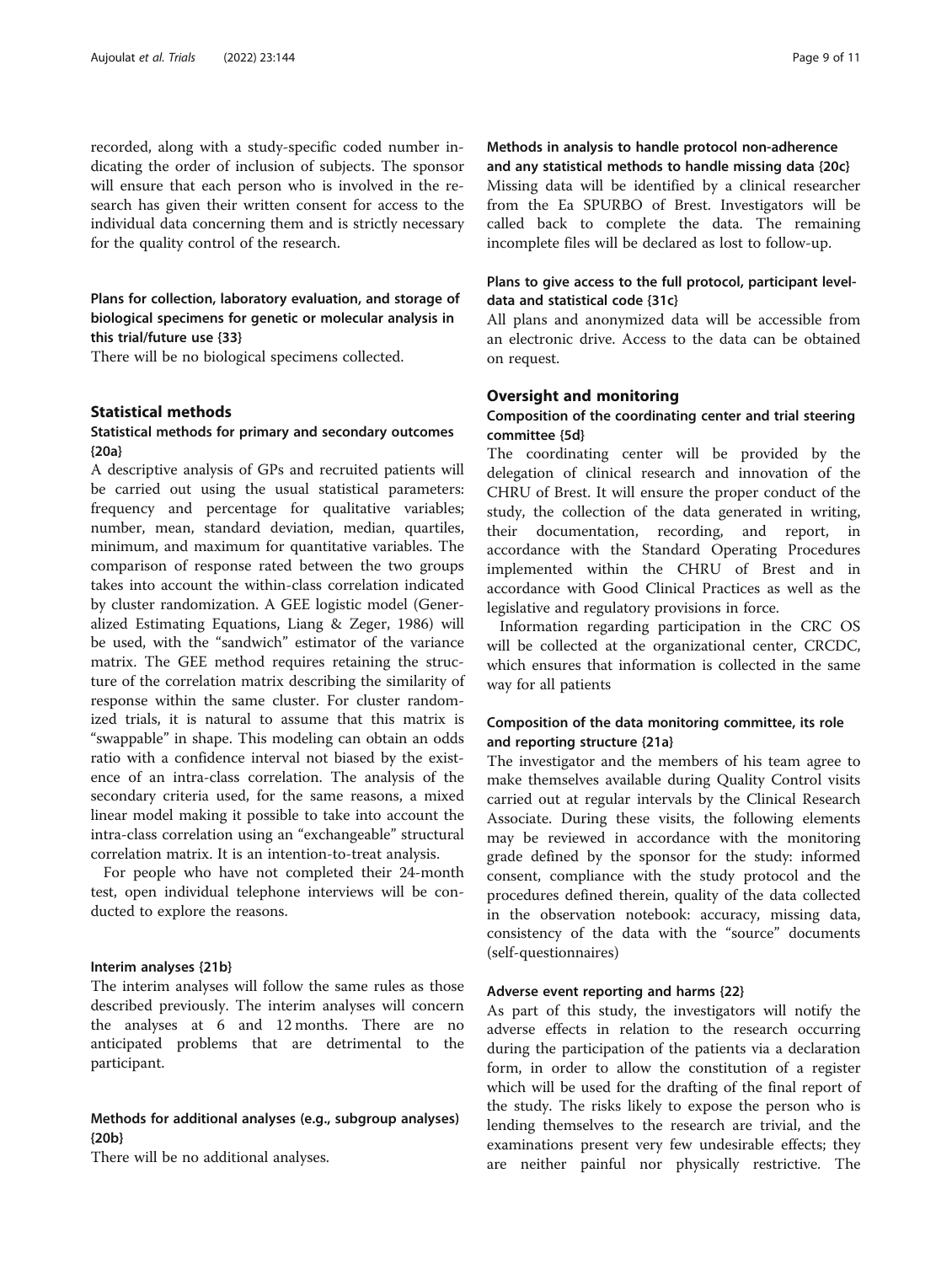recorded, along with a study-specific coded number indicating the order of inclusion of subjects. The sponsor will ensure that each person who is involved in the research has given their written consent for access to the individual data concerning them and is strictly necessary for the quality control of the research.

### Plans for collection, laboratory evaluation, and storage of biological specimens for genetic or molecular analysis in this trial/future use {33}

There will be no biological specimens collected.

## Statistical methods

### Statistical methods for primary and secondary outcomes {20a}

A descriptive analysis of GPs and recruited patients will be carried out using the usual statistical parameters: frequency and percentage for qualitative variables; number, mean, standard deviation, median, quartiles, minimum, and maximum for quantitative variables. The comparison of response rated between the two groups takes into account the within-class correlation indicated by cluster randomization. A GEE logistic model (Generalized Estimating Equations, Liang & Zeger, 1986) will be used, with the "sandwich" estimator of the variance matrix. The GEE method requires retaining the structure of the correlation matrix describing the similarity of response within the same cluster. For cluster randomized trials, it is natural to assume that this matrix is "swappable" in shape. This modeling can obtain an odds ratio with a confidence interval not biased by the existence of an intra-class correlation. The analysis of the secondary criteria used, for the same reasons, a mixed linear model making it possible to take into account the intra-class correlation using an "exchangeable" structural correlation matrix. It is an intention-to-treat analysis.

For people who have not completed their 24-month test, open individual telephone interviews will be conducted to explore the reasons.

#### Interim analyses {21b}

The interim analyses will follow the same rules as those described previously. The interim analyses will concern the analyses at 6 and 12 months. There are no anticipated problems that are detrimental to the participant.

### Methods for additional analyses (e.g., subgroup analyses) {20b}

There will be no additional analyses.

### Methods in analysis to handle protocol non-adherence and any statistical methods to handle missing data {20c}

Missing data will be identified by a clinical researcher from the Ea SPURBO of Brest. Investigators will be called back to complete the data. The remaining incomplete files will be declared as lost to follow-up.

### Plans to give access to the full protocol, participant level-data and statistical code {31c}

All plans and anonymized data will be accessible from an electronic drive. Access to the data can be obtained on request.

## Oversight and monitoring

### Composition of the coordinating center and trial steering committee {5d}

The coordinating center will be provided by the delegation of clinical research and innovation of the CHRU of Brest. It will ensure the proper conduct of the study, the collection of the data generated in writing, their documentation, recording, and report, in accordance with the Standard Operating Procedures implemented within the CHRU of Brest and in accordance with Good Clinical Practices as well as the legislative and regulatory provisions in force.

Information regarding participation in the CRC OS will be collected at the organizational center, CRCDC, which ensures that information is collected in the same way for all patients

### Composition of the data monitoring committee, its role and reporting structure {21a}

The investigator and the members of his team agree to make themselves available during Quality Control visits carried out at regular intervals by the Clinical Research Associate. During these visits, the following elements may be reviewed in accordance with the monitoring grade defined by the sponsor for the study: informed consent, compliance with the study protocol and the procedures defined therein, quality of the data collected in the observation notebook: accuracy, missing data, consistency of the data with the "source" documents (self-questionnaires)

#### Adverse event reporting and harms {22}

As part of this study, the investigators will notify the adverse effects in relation to the research occurring during the participation of the patients via a declaration form, in order to allow the constitution of a register which will be used for the drafting of the final report of the study. The risks likely to expose the person who is lending themselves to the research are trivial, and the examinations present very few undesirable effects; they are neither painful nor physically restrictive. The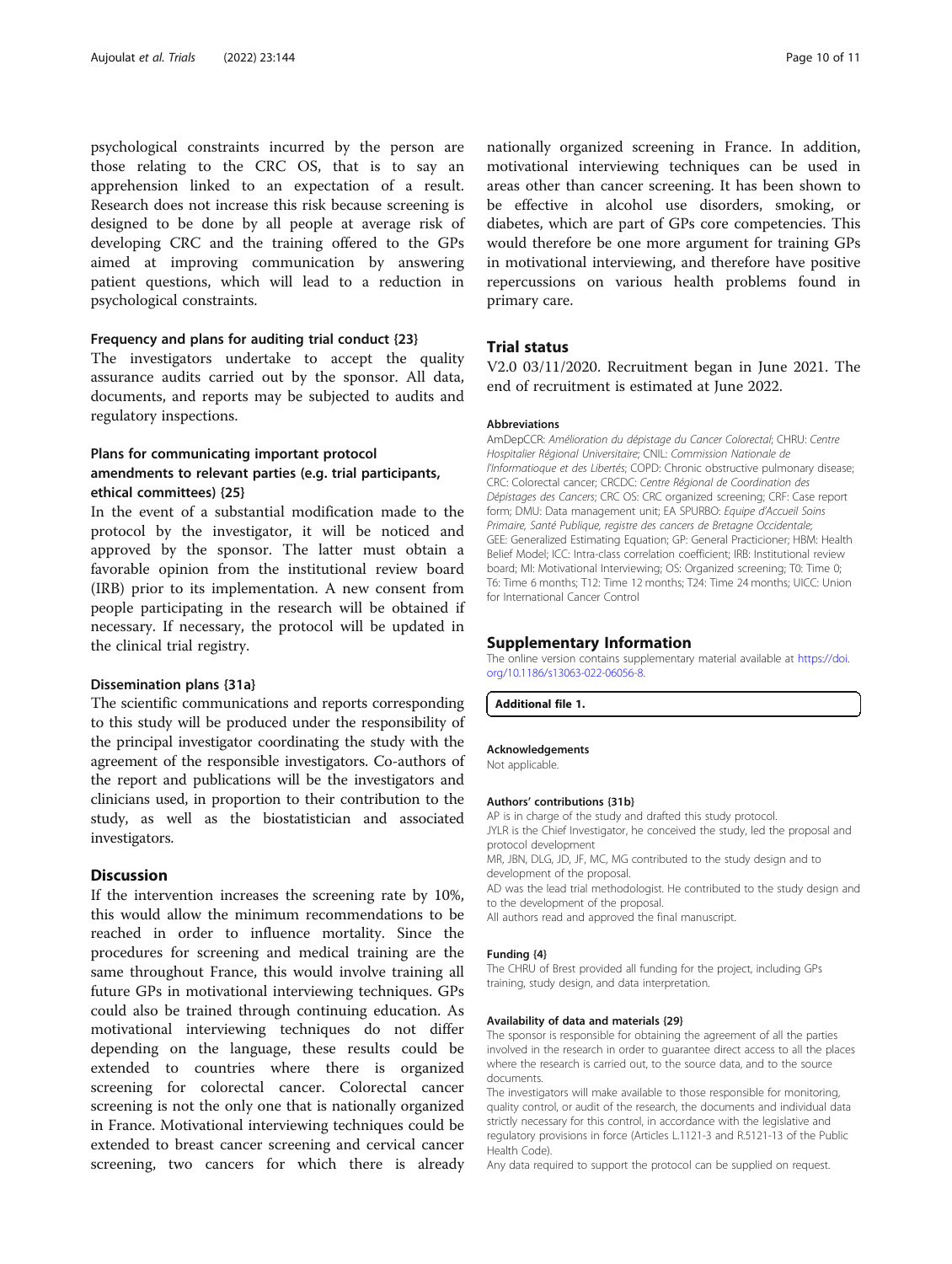psychological constraints incurred by the person are those relating to the CRC OS, that is to say an apprehension linked to an expectation of a result. Research does not increase this risk because screening is designed to be done by all people at average risk of developing CRC and the training offered to the GPs aimed at improving communication by answering patient questions, which will lead to a reduction in psychological constraints.

### Frequency and plans for auditing trial conduct {23}

The investigators undertake to accept the quality assurance audits carried out by the sponsor. All data, documents, and reports may be subjected to audits and regulatory inspections.

### Plans for communicating important protocol amendments to relevant parties (e.g. trial participants, ethical committees) {25}

In the event of a substantial modification made to the protocol by the investigator, it will be noticed and approved by the sponsor. The latter must obtain a favorable opinion from the institutional review board (IRB) prior to its implementation. A new consent from people participating in the research will be obtained if necessary. If necessary, the protocol will be updated in the clinical trial registry.

### Dissemination plans {31a}

The scientific communications and reports corresponding to this study will be produced under the responsibility of the principal investigator coordinating the study with the agreement of the responsible investigators. Co-authors of the report and publications will be the investigators and clinicians used, in proportion to their contribution to the study, as well as the biostatistician and associated investigators.

## Discussion

If the intervention increases the screening rate by 10%, this would allow the minimum recommendations to be reached in order to influence mortality. Since the procedures for screening and medical training are the same throughout France, this would involve training all future GPs in motivational interviewing techniques. GPs could also be trained through continuing education. As motivational interviewing techniques do not differ depending on the language, these results could be extended to countries where there is organized screening for colorectal cancer. Colorectal cancer screening is not the only one that is nationally organized in France. Motivational interviewing techniques could be extended to breast cancer screening and cervical cancer screening, two cancers for which there is already nationally organized screening in France. In addition, motivational interviewing techniques can be used in areas other than cancer screening. It has been shown to be effective in alcohol use disorders, smoking, or diabetes, which are part of GPs core competencies. This would therefore be one more argument for training GPs in motivational interviewing, and therefore have positive repercussions on various health problems found in primary care.

## Trial status

V2.0 03/11/2020. Recruitment began in June 2021. The end of recruitment is estimated at June 2022.

#### Abbreviations

AmDepCCR: *Amélioration du dépistage du Cancer Colorectal*; CHRU: *Centre Hospitalier Régional Universitaire*; CNIL: *Commission Nationale de l'Informatioque et des Libertés*; COPD: Chronic obstructive pulmonary disease; CRC: Colorectal cancer; CRCDC: *Centre Régional de Coordination des Dépistages des Cancers*; CRC OS: CRC organized screening; CRF: Case report form; DMU: Data management unit; EA SPURBO: *Equipe d'Accueil Soins Primaire, Santé Publique, registre des cancers de Bretagne Occidentale*; GEE: Generalized Estimating Equation; GP: General Practicioner; HBM: Health Belief Model; ICC: Intra-class correlation coefficient; IRB: Institutional review board; MI: Motivational Interviewing; OS: Organized screening; T0: Time 0; T6: Time 6 months; T12: Time 12 months; T24: Time 24 months; UICC: Union for International Cancer Control

## Supplementary Information

The online version contains supplementary material available at https://doi.org/10.1186/s13063-022-06056-8.

**Additional file 1.**

#### Acknowledgements

Not applicable.

#### Authors' contributions {31b}

AP is in charge of the study and drafted this study protocol.
JYLR is the Chief Investigator, he conceived the study, led the proposal and protocol development
MR, JBN, DLG, JD, JF, MC, MG contributed to the study design and to development of the proposal.
AD was the lead trial methodologist. He contributed to the study design and to the development of the proposal.
All authors read and approved the final manuscript.

#### Funding {4}

The CHRU of Brest provided all funding for the project, including GPs training, study design, and data interpretation.

#### Availability of data and materials {29}

The sponsor is responsible for obtaining the agreement of all the parties involved in the research in order to guarantee direct access to all the places where the research is carried out, to the source data, and to the source documents.
The investigators will make available to those responsible for monitoring, quality control, or audit of the research, the documents and individual data strictly necessary for this control, in accordance with the legislative and regulatory provisions in force (Articles L.1121-3 and R.5121-13 of the Public Health Code).
Any data required to support the protocol can be supplied on request.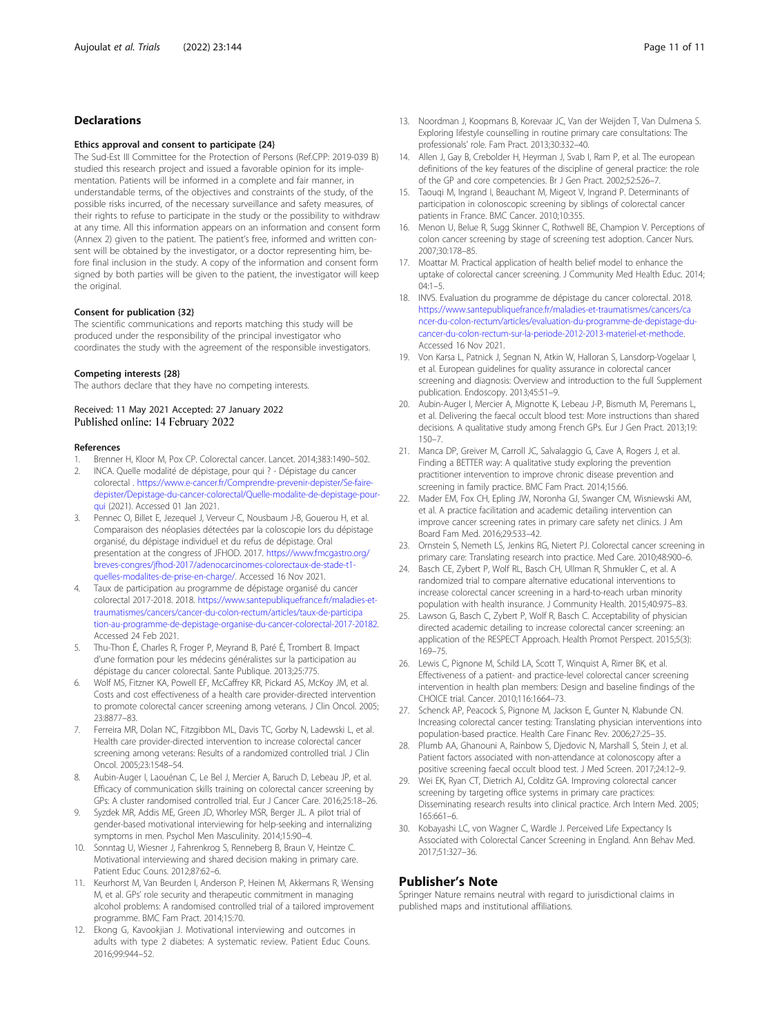## Declarations

### Ethics approval and consent to participate {24}

The Sud-Est III Committee for the Protection of Persons (Ref.CPP: 2019-039 B) studied this research project and issued a favorable opinion for its implementation. Patients will be informed in a complete and fair manner, in understandable terms, of the objectives and constraints of the study, of the possible risks incurred, of the necessary surveillance and safety measures, of their rights to refuse to participate in the study or the possibility to withdraw at any time. All this information appears on an information and consent form (Annex 2) given to the patient. The patient's free, informed and written consent will be obtained by the investigator, or a doctor representing him, before final inclusion in the study. A copy of the information and consent form signed by both parties will be given to the patient, the investigator will keep the original.

### Consent for publication {32}

The scientific communications and reports matching this study will be produced under the responsibility of the principal investigator who coordinates the study with the agreement of the responsible investigators.

### Competing interests {28}

The authors declare that they have no competing interests.

Received: 11 May 2021 Accepted: 27 January 2022
Published online: 14 February 2022

### References

1. Brenner H, Kloor M, Pox CP. Colorectal cancer. Lancet. 2014;383:1490–502.
2. INCA. Quelle modalité de dépistage, pour qui ? - Dépistage du cancer colorectal . https://www.e-cancer.fr/Comprendre-prevenir-depister/Se-faire-depister/Depistage-du-cancer-colorectal/Quelle-modalite-de-depistage-pour-qui (2021). Accessed 01 Jan 2021.
3. Pennec O, Billet E, Jezequel J, Verveur C, Nousbaum J-B, Gouerou H, et al. Comparaison des néoplasies détectées par la coloscopie lors du dépistage organisé, du dépistage individuel et du refus de dépistage. Oral presentation at the congress of JFHOD. 2017. https://www.fmcgastro.org/breves-congres/jfhod-2017/adenocarcinomes-colorectaux-de-stade-t1-quelles-modalites-de-prise-en-charge/. Accessed 16 Nov 2021.
4. Taux de participation au programme de dépistage organisé du cancer colorectal 2017-2018. 2018. https://www.santepubliquefrance.fr/maladies-et-traumatismes/cancers/cancer-du-colon-rectum/articles/taux-de-participation-au-programme-de-depistage-organise-du-cancer-colorectal-2017-20182. Accessed 24 Feb 2021.
5. Thu-Thon É, Charles R, Froger P, Meyrand B, Paré É, Trombert B. Impact d'une formation pour les médecins généralistes sur la participation au dépistage du cancer colorectal. Sante Publique. 2013;25:775.
6. Wolf MS, Fitzner KA, Powell EF, McCaffrey KR, Pickard AS, McKoy JM, et al. Costs and cost effectiveness of a health care provider-directed intervention to promote colorectal cancer screening among veterans. J Clin Oncol. 2005;23:8877–83.
7. Ferreira MR, Dolan NC, Fitzgibbon ML, Davis TC, Gorby N, Ladewski L, et al. Health care provider-directed intervention to increase colorectal cancer screening among veterans: Results of a randomized controlled trial. J Clin Oncol. 2005;23:1548–54.
8. Aubin-Auger I, Laouénan C, Le Bel J, Mercier A, Baruch D, Lebeau JP, et al. Efficacy of communication skills training on colorectal cancer screening by GPs: A cluster randomised controlled trial. Eur J Cancer Care. 2016;25:18–26.
9. Syzdek MR, Addis ME, Green JD, Whorley MSR, Berger JL. A pilot trial of gender-based motivational interviewing for help-seeking and internalizing symptoms in men. Psychol Men Masculinity. 2014;15:90–4.
10. Sonntag U, Wiesner J, Fahrenkrog S, Renneberg B, Braun V, Heintze C. Motivational interviewing and shared decision making in primary care. Patient Educ Couns. 2012;87:62–6.
11. Keurhorst M, Van Beurden I, Anderson P, Heinen M, Akkermans R, Wensing M, et al. GPs' role security and therapeutic commitment in managing alcohol problems: A randomised controlled trial of a tailored improvement programme. BMC Fam Pract. 2014;15:70.
12. Ekong G, Kavookjian J. Motivational interviewing and outcomes in adults with type 2 diabetes: A systematic review. Patient Educ Couns. 2016;99:944–52.
13. Noordman J, Koopmans B, Korevaar JC, Van der Weijden T, Van Dulmena S. Exploring lifestyle counselling in routine primary care consultations: The professionals' role. Fam Pract. 2013;30:332–40.
14. Allen J, Gay B, Crebolder H, Heyrman J, Svab I, Ram P, et al. The european definitions of the key features of the discipline of general practice: the role of the GP and core competencies. Br J Gen Pract. 2002;52:526–7.
15. Taouqi M, Ingrand I, Beauchant M, Migeot V, Ingrand P. Determinants of participation in colonoscopic screening by siblings of colorectal cancer patients in France. BMC Cancer. 2010;10:355.
16. Menon U, Belue R, Sugg Skinner C, Rothwell BE, Champion V. Perceptions of colon cancer screening by stage of screening test adoption. Cancer Nurs. 2007;30:178–85.
17. Moattar M. Practical application of health belief model to enhance the uptake of colorectal cancer screening. J Community Med Health Educ. 2014;04:1–5.
18. INVS. Evaluation du programme de dépistage du cancer colorectal. 2018. https://www.santepubliquefrance.fr/maladies-et-traumatismes/cancers/cancer-du-colon-rectum/articles/evaluation-du-programme-de-depistage-du-cancer-du-colon-rectum-sur-la-periode-2012-2013-materiel-et-methode. Accessed 16 Nov 2021.
19. Von Karsa L, Patnick J, Segnan N, Atkin W, Halloran S, Lansdorp-Vogelaar I, et al. European guidelines for quality assurance in colorectal cancer screening and diagnosis: Overview and introduction to the full Supplement publication. Endoscopy. 2013;45:51–9.
20. Aubin-Auger I, Mercier A, Mignotte K, Lebeau J-P, Bismuth M, Peremans L, et al. Delivering the faecal occult blood test: More instructions than shared decisions. A qualitative study among French GPs. Eur J Gen Pract. 2013;19:150–7.
21. Manca DP, Greiver M, Carroll JC, Salvalaggio G, Cave A, Rogers J, et al. Finding a BETTER way: A qualitative study exploring the prevention practitioner intervention to improve chronic disease prevention and screening in family practice. BMC Fam Pract. 2014;15:66.
22. Mader EM, Fox CH, Epling JW, Noronha GJ, Swanger CM, Wisniewski AM, et al. A practice facilitation and academic detailing intervention can improve cancer screening rates in primary care safety net clinics. J Am Board Fam Med. 2016;29:533–42.
23. Ornstein S, Nemeth LS, Jenkins RG, Nietert PJ. Colorectal cancer screening in primary care: Translating research into practice. Med Care. 2010;48:900–6.
24. Basch CE, Zybert P, Wolf RL, Basch CH, Ullman R, Shmukler C, et al. A randomized trial to compare alternative educational interventions to increase colorectal cancer screening in a hard-to-reach urban minority population with health insurance. J Community Health. 2015;40:975–83.
25. Lawson G, Basch C, Zybert P, Wolf R, Basch C. Acceptability of physician directed academic detailing to increase colorectal cancer screening: an application of the RESPECT Approach. Health Promot Perspect. 2015;5(3):169–75.
26. Lewis C, Pignone M, Schild LA, Scott T, Winquist A, Rimer BK, et al. Effectiveness of a patient- and practice-level colorectal cancer screening intervention in health plan members: Design and baseline findings of the CHOICE trial. Cancer. 2010;116:1664–73.
27. Schenck AP, Peacock S, Pignone M, Jackson E, Gunter N, Klabunde CN. Increasing colorectal cancer testing: Translating physician interventions into population-based practice. Health Care Financ Rev. 2006;27:25–35.
28. Plumb AA, Ghanouni A, Rainbow S, Djedovic N, Marshall S, Stein J, et al. Patient factors associated with non-attendance at colonoscopy after a positive screening faecal occult blood test. J Med Screen. 2017;24:12–9.
29. Wei EK, Ryan CT, Dietrich AJ, Colditz GA. Improving colorectal cancer screening by targeting office systems in primary care practices: Disseminating research results into clinical practice. Arch Intern Med. 2005;165:661–6.
30. Kobayashi LC, von Wagner C, Wardle J. Perceived Life Expectancy Is Associated with Colorectal Cancer Screening in England. Ann Behav Med. 2017;51:327–36.

## Publisher's Note

Springer Nature remains neutral with regard to jurisdictional claims in published maps and institutional affiliations.